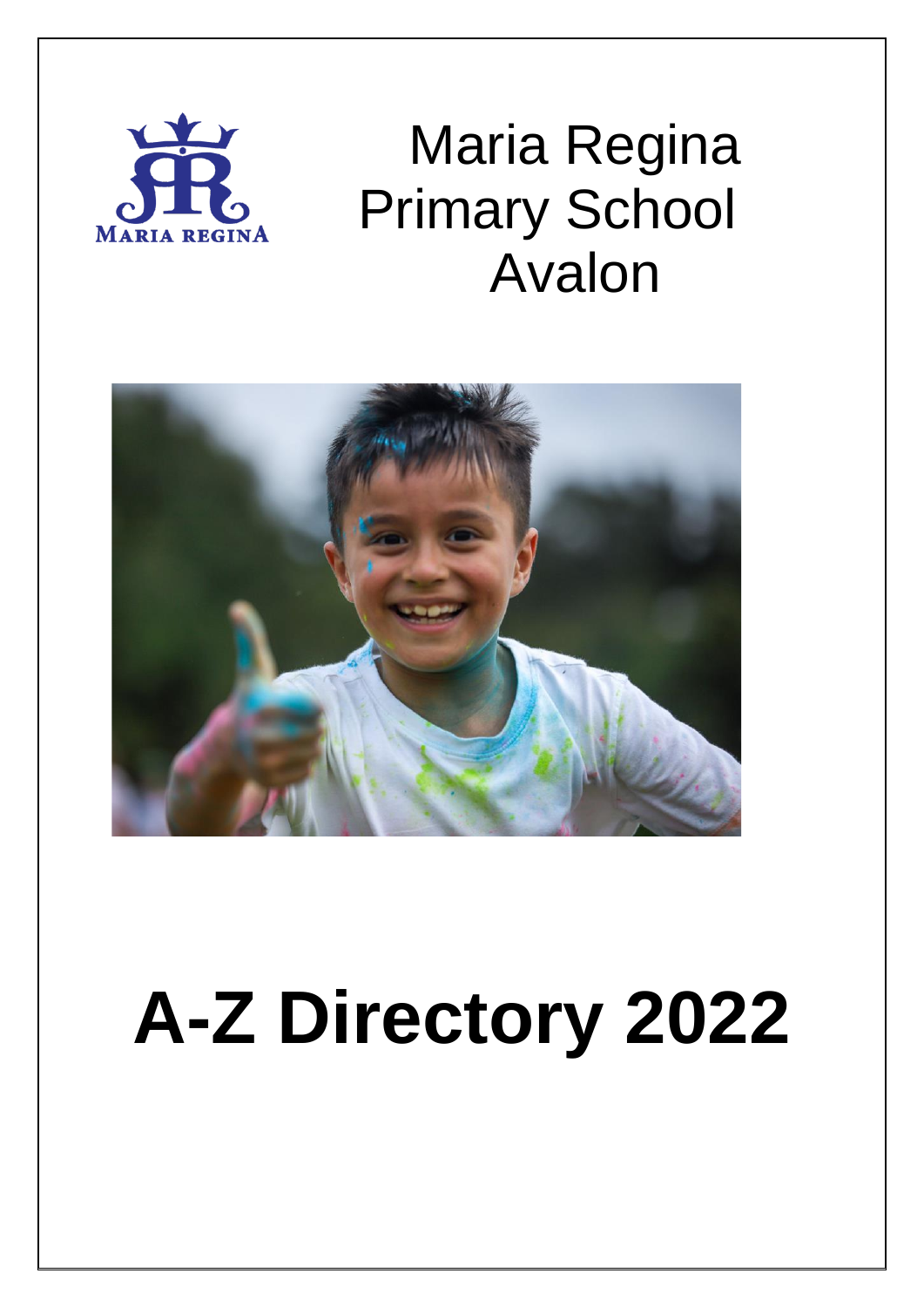# Maria Regina Primary School Avalon

# A-Z Directory 2022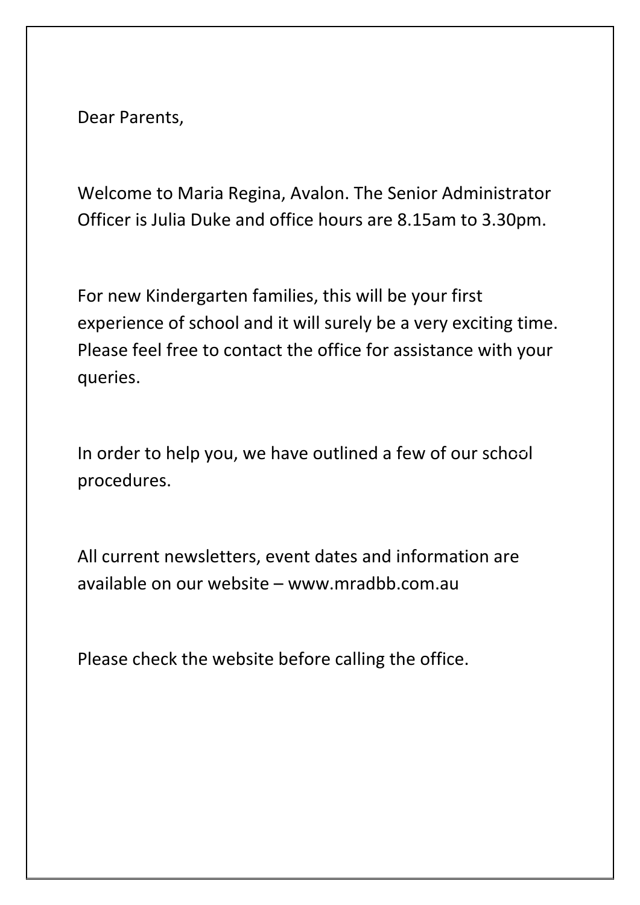Dear Parents,

Welcome to Maria Regina, Avalon. The Senior Administrator Officer is Julia Duke and office hours are 8.15am to 3.30pm.

For new Kindergarten families, this will be your first experience of school and it will surely be a very exciting time. Please feel free to contact the office for assistance with your queries.

In order to help you, we have outlined a few of our school procedures.

All current newsletters, event dates and information are available on our website – www.mradbb.com.au

Please check the website before calling the office.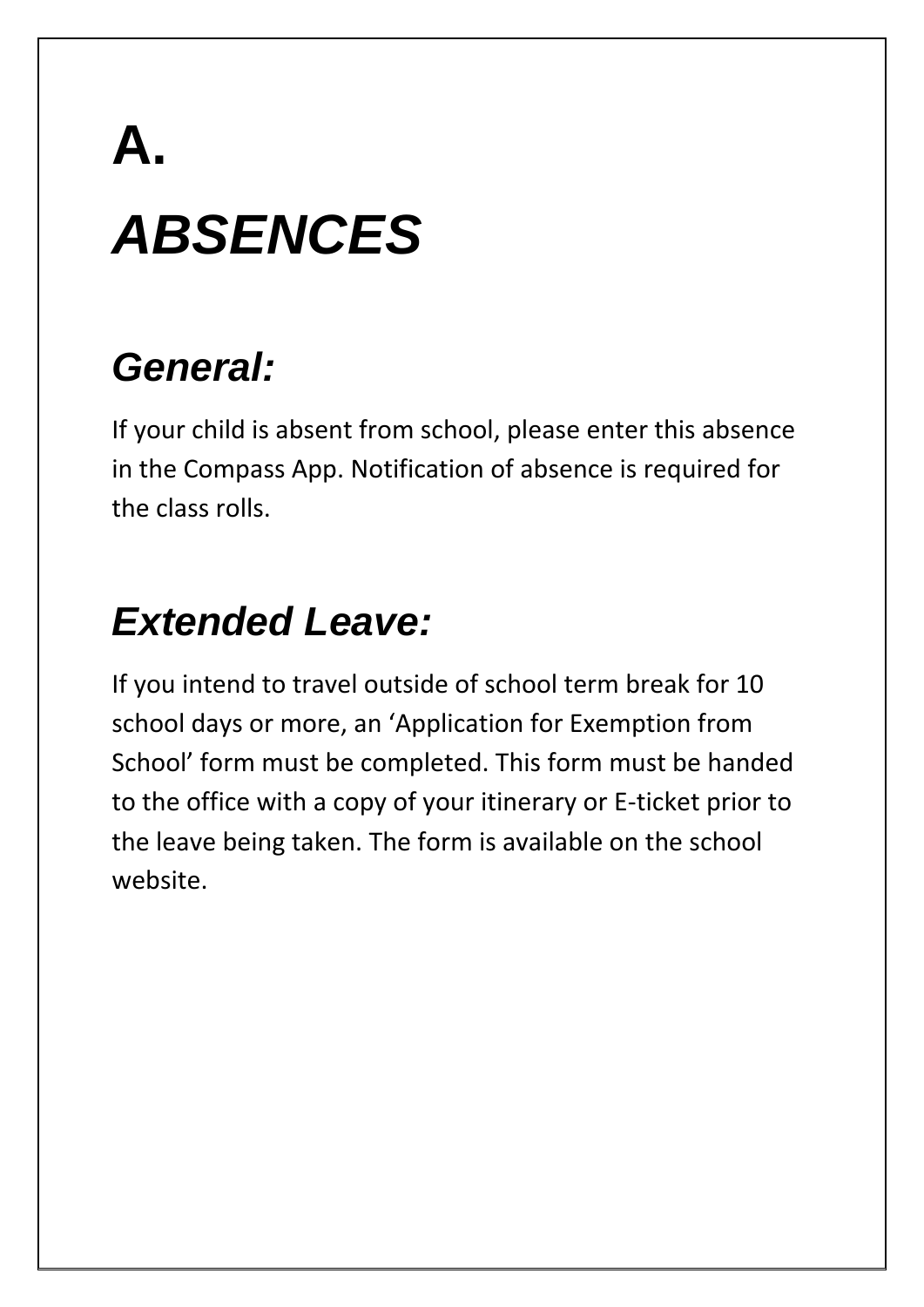# A.

# *ABSENCES*

## *General:*

If your child is absent from school, please enter this absence in the Compass App. Notification of absence is required for the class rolls.

## *Extended Leave:*

If you intend to travel outside of school term break for 10 school days or more, an 'Application for Exemption from School' form must be completed. This form must be handed to the office with a copy of your itinerary or E-ticket prior to the leave being taken. The form is available on the school website.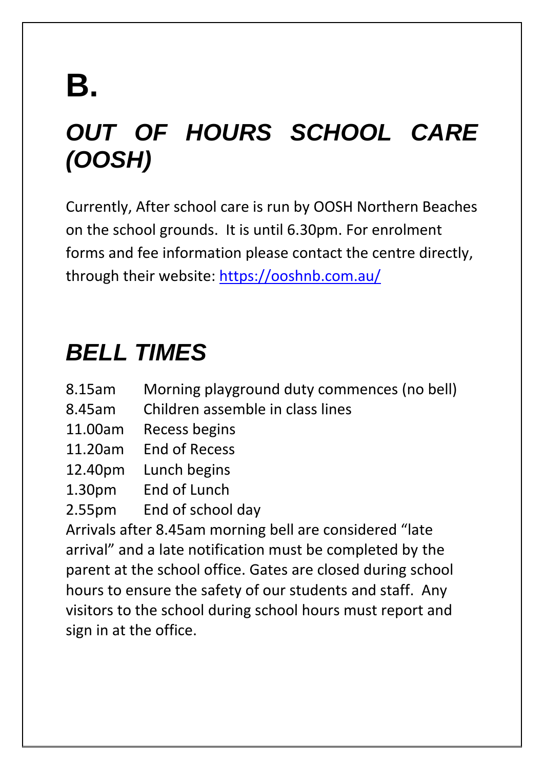# B.

## *OUT OF HOURS SCHOOL CARE (OOSH)*

Currently, After school care is run by OOSH Northern Beaches on the school grounds. It is until 6.30pm. For enrolment forms and fee information please contact the centre directly, through their website: [https://ooshnb.com.au/](https://ooshnb.com.au/)

## *BELL TIMES*

| | |
|---|---|
| 8.15am | Morning playground duty commences (no bell) |
| 8.45am | Children assemble in class lines |
| 11.00am | Recess begins |
| 11.20am | End of Recess |
| 12.40pm | Lunch begins |
| 1.30pm | End of Lunch |
| 2.55pm | End of school day |

Arrivals after 8.45am morning bell are considered "late arrival" and a late notification must be completed by the parent at the school office. Gates are closed during school hours to ensure the safety of our students and staff. Any visitors to the school during school hours must report and sign in at the office.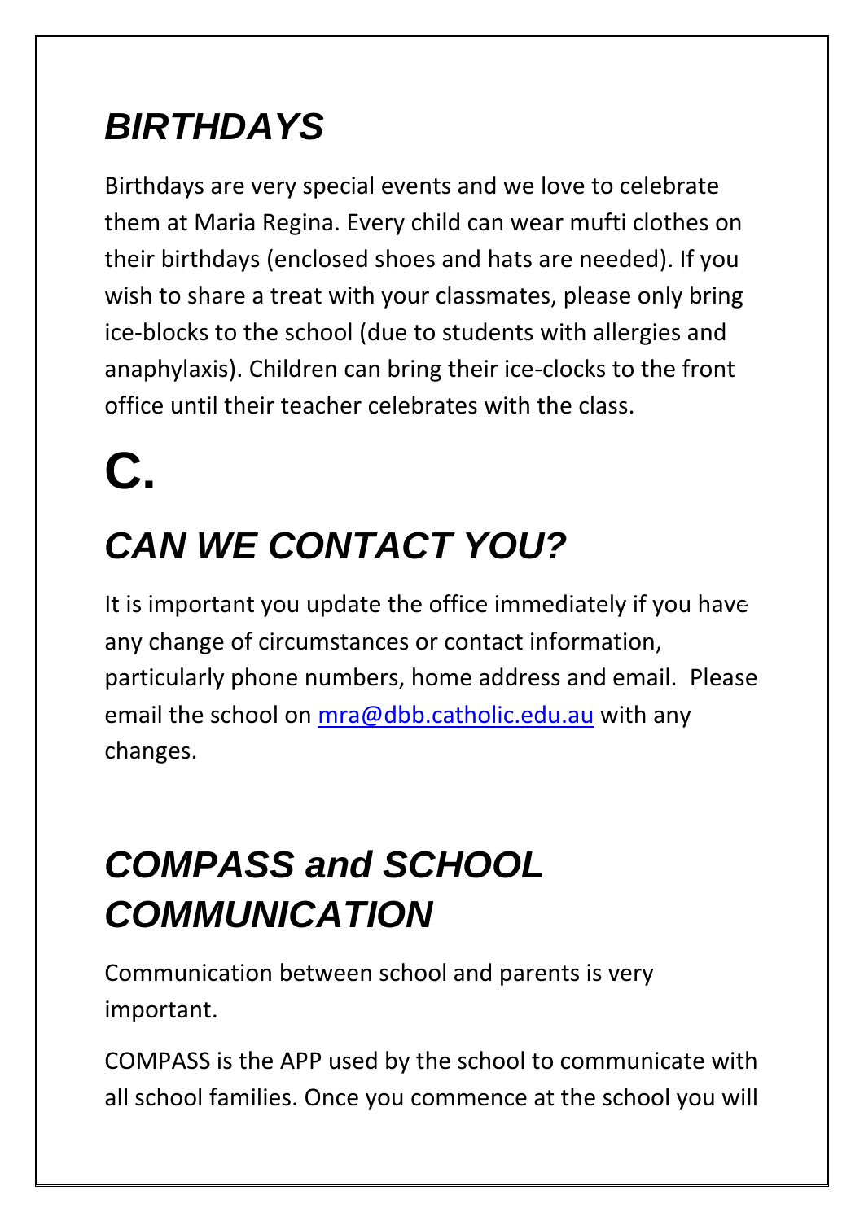## *BIRTHDAYS*

Birthdays are very special events and we love to celebrate them at Maria Regina. Every child can wear mufti clothes on their birthdays (enclosed shoes and hats are needed). If you wish to share a treat with your classmates, please only bring ice-blocks to the school (due to students with allergies and anaphylaxis). Children can bring their ice-clocks to the front office until their teacher celebrates with the class.

# C.

## *CAN WE CONTACT YOU?*

It is important you update the office immediately if you have any change of circumstances or contact information, particularly phone numbers, home address and email. Please email the school on [mra@dbb.catholic.edu.au](mailto:mra@dbb.catholic.edu.au) with any changes.

## *COMPASS and SCHOOL COMMUNICATION*

Communication between school and parents is very important.

COMPASS is the APP used by the school to communicate with all school families. Once you commence at the school you will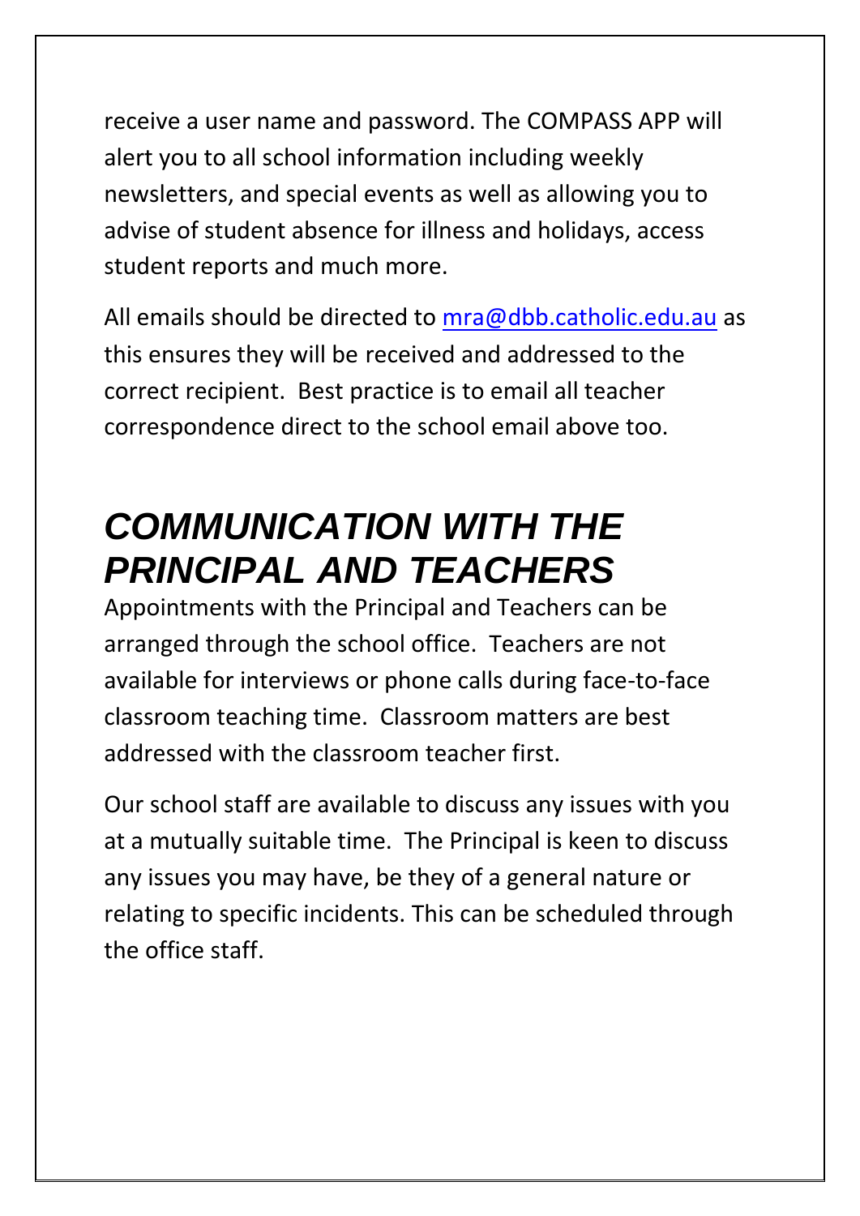receive a user name and password. The COMPASS APP will alert you to all school information including weekly newsletters, and special events as well as allowing you to advise of student absence for illness and holidays, access student reports and much more.

All emails should be directed to [mra@dbb.catholic.edu.au](mailto:mra@dbb.catholic.edu.au) as this ensures they will be received and addressed to the correct recipient. Best practice is to email all teacher correspondence direct to the school email above too.

# *COMMUNICATION WITH THE PRINCIPAL AND TEACHERS*

Appointments with the Principal and Teachers can be arranged through the school office. Teachers are not available for interviews or phone calls during face-to-face classroom teaching time. Classroom matters are best addressed with the classroom teacher first.

Our school staff are available to discuss any issues with you at a mutually suitable time. The Principal is keen to discuss any issues you may have, be they of a general nature or relating to specific incidents. This can be scheduled through the office staff.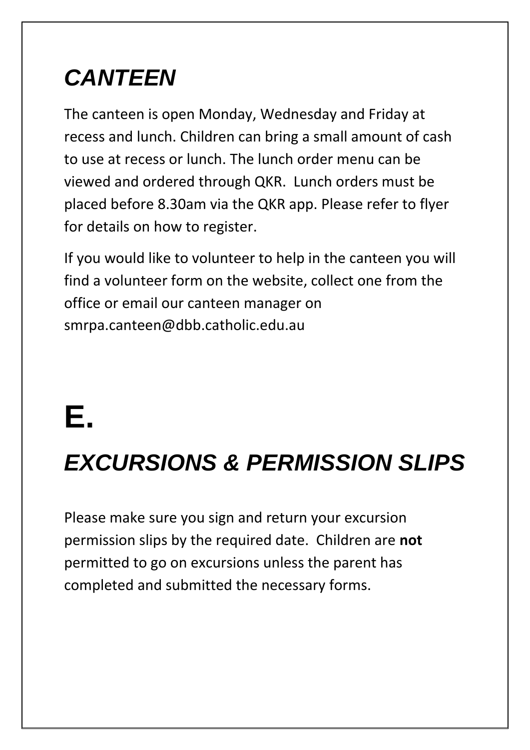## *CANTEEN*

The canteen is open Monday, Wednesday and Friday at recess and lunch. Children can bring a small amount of cash to use at recess or lunch. The lunch order menu can be viewed and ordered through QKR.  Lunch orders must be placed before 8.30am via the QKR app. Please refer to flyer for details on how to register.

If you would like to volunteer to help in the canteen you will find a volunteer form on the website, collect one from the office or email our canteen manager on smrpa.canteen@dbb.catholic.edu.au

# E.

## *EXCURSIONS & PERMISSION SLIPS*

Please make sure you sign and return your excursion permission slips by the required date.  Children are **not** permitted to go on excursions unless the parent has completed and submitted the necessary forms.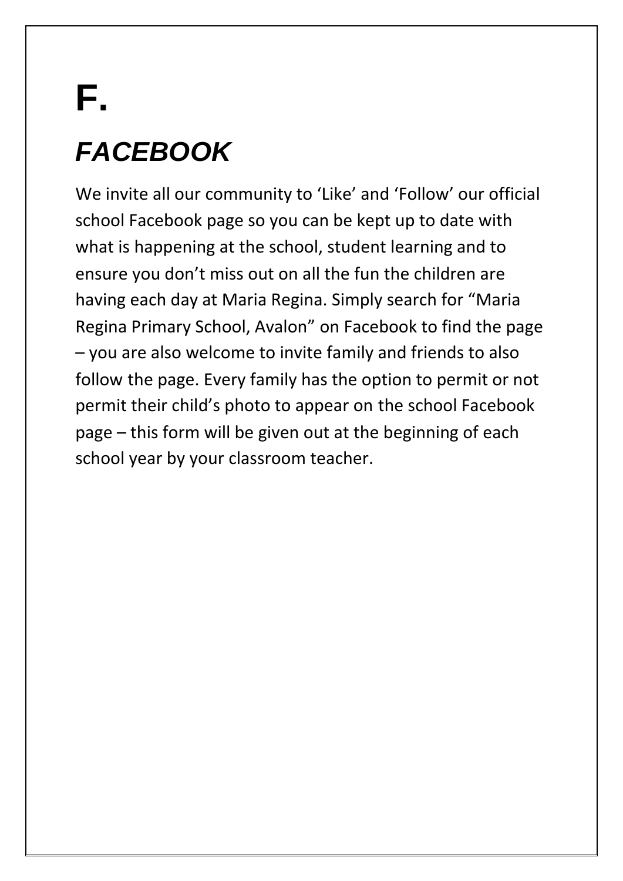# F.

## *FACEBOOK*

We invite all our community to 'Like' and 'Follow' our official school Facebook page so you can be kept up to date with what is happening at the school, student learning and to ensure you don't miss out on all the fun the children are having each day at Maria Regina. Simply search for "Maria Regina Primary School, Avalon" on Facebook to find the page – you are also welcome to invite family and friends to also follow the page. Every family has the option to permit or not permit their child's photo to appear on the school Facebook page – this form will be given out at the beginning of each school year by your classroom teacher.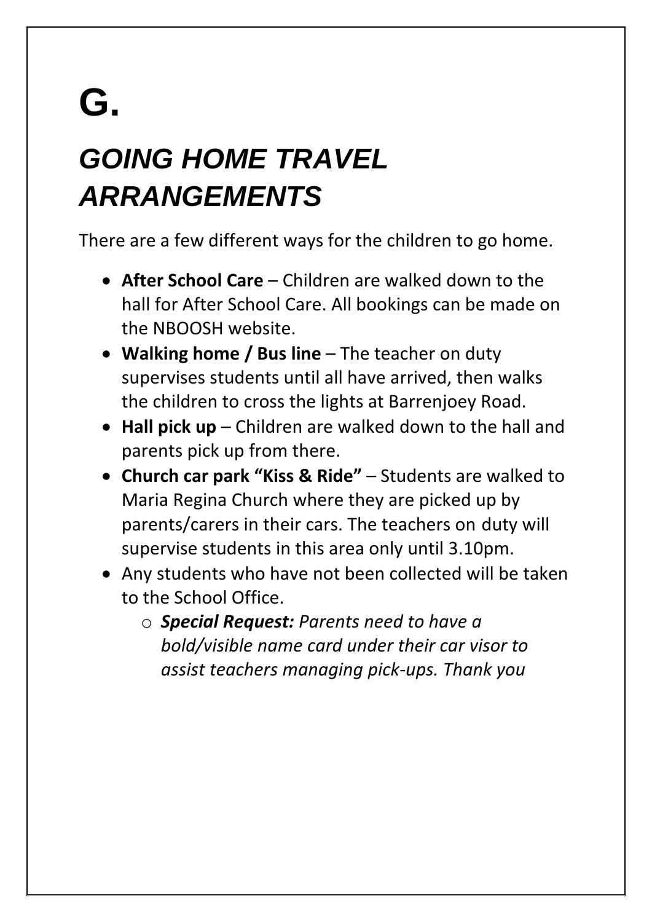# G.

## *GOING HOME TRAVEL ARRANGEMENTS*

There are a few different ways for the children to go home.

- **After School Care** – Children are walked down to the hall for After School Care. All bookings can be made on the NBOOSH website.
- **Walking home / Bus line** – The teacher on duty supervises students until all have arrived, then walks the children to cross the lights at Barrenjoey Road.
- **Hall pick up** – Children are walked down to the hall and parents pick up from there.
- **Church car park "Kiss & Ride"** – Students are walked to Maria Regina Church where they are picked up by parents/carers in their cars. The teachers on duty will supervise students in this area only until 3.10pm.
- Any students who have not been collected will be taken to the School Office.
    - ***Special Request:*** *Parents need to have a bold/visible name card under their car visor to assist teachers managing pick-ups. Thank you*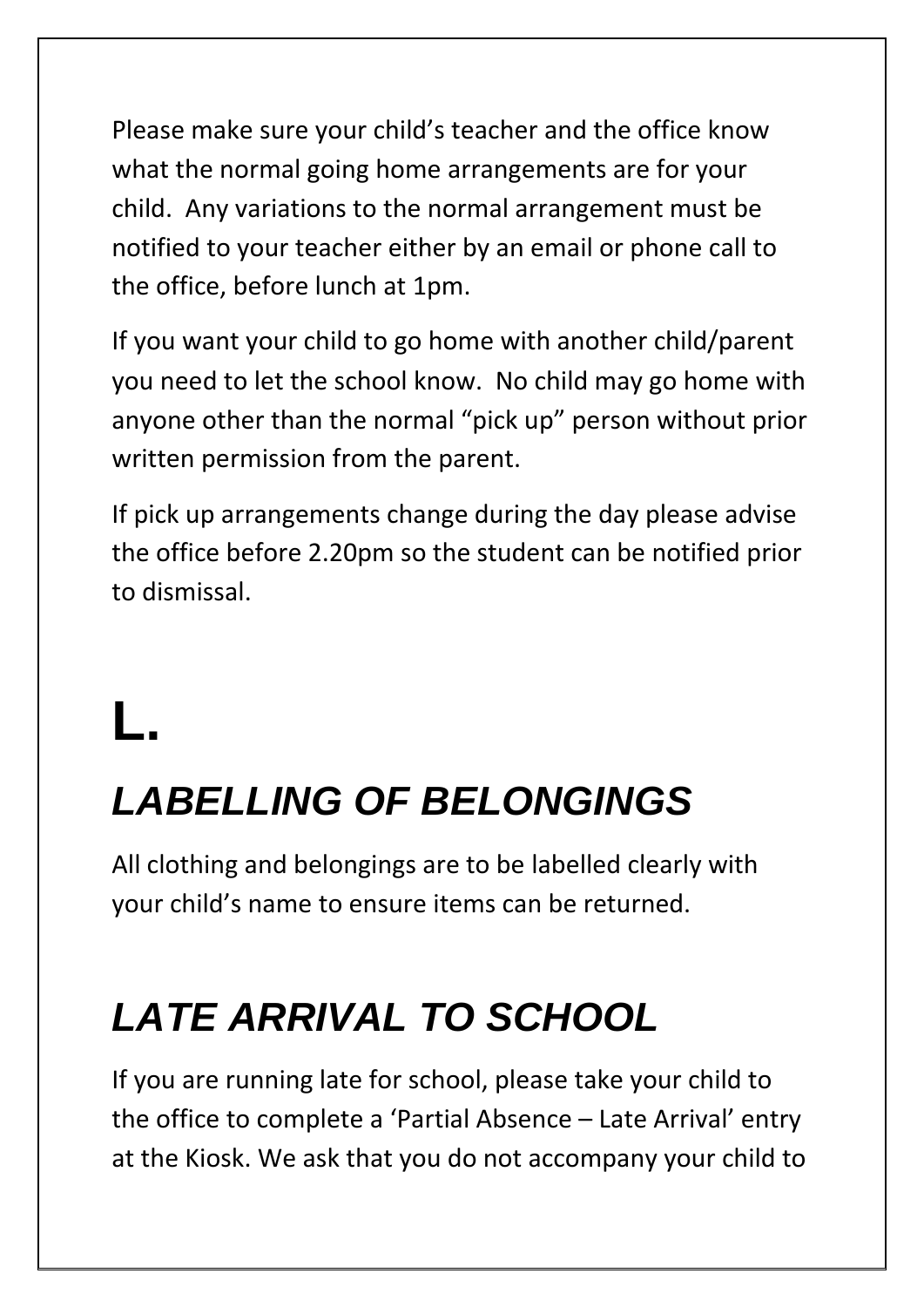Please make sure your child's teacher and the office know what the normal going home arrangements are for your child. Any variations to the normal arrangement must be notified to your teacher either by an email or phone call to the office, before lunch at 1pm.

If you want your child to go home with another child/parent you need to let the school know. No child may go home with anyone other than the normal "pick up" person without prior written permission from the parent.

If pick up arrangements change during the day please advise the office before 2.20pm so the student can be notified prior to dismissal.

# L.

## *LABELLING OF BELONGINGS*

All clothing and belongings are to be labelled clearly with your child's name to ensure items can be returned.

## *LATE ARRIVAL TO SCHOOL*

If you are running late for school, please take your child to the office to complete a 'Partial Absence – Late Arrival' entry at the Kiosk. We ask that you do not accompany your child to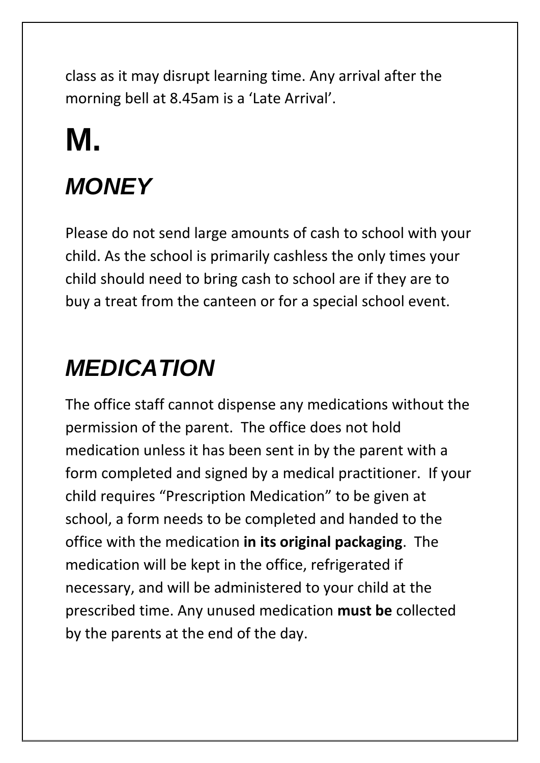class as it may disrupt learning time. Any arrival after the morning bell at 8.45am is a 'Late Arrival'.

# M.

## *MONEY*

Please do not send large amounts of cash to school with your child. As the school is primarily cashless the only times your child should need to bring cash to school are if they are to buy a treat from the canteen or for a special school event.

## *MEDICATION*

The office staff cannot dispense any medications without the permission of the parent. The office does not hold medication unless it has been sent in by the parent with a form completed and signed by a medical practitioner. If your child requires "Prescription Medication" to be given at school, a form needs to be completed and handed to the office with the medication **in its original packaging**. The medication will be kept in the office, refrigerated if necessary, and will be administered to your child at the prescribed time. Any unused medication **must be** collected by the parents at the end of the day.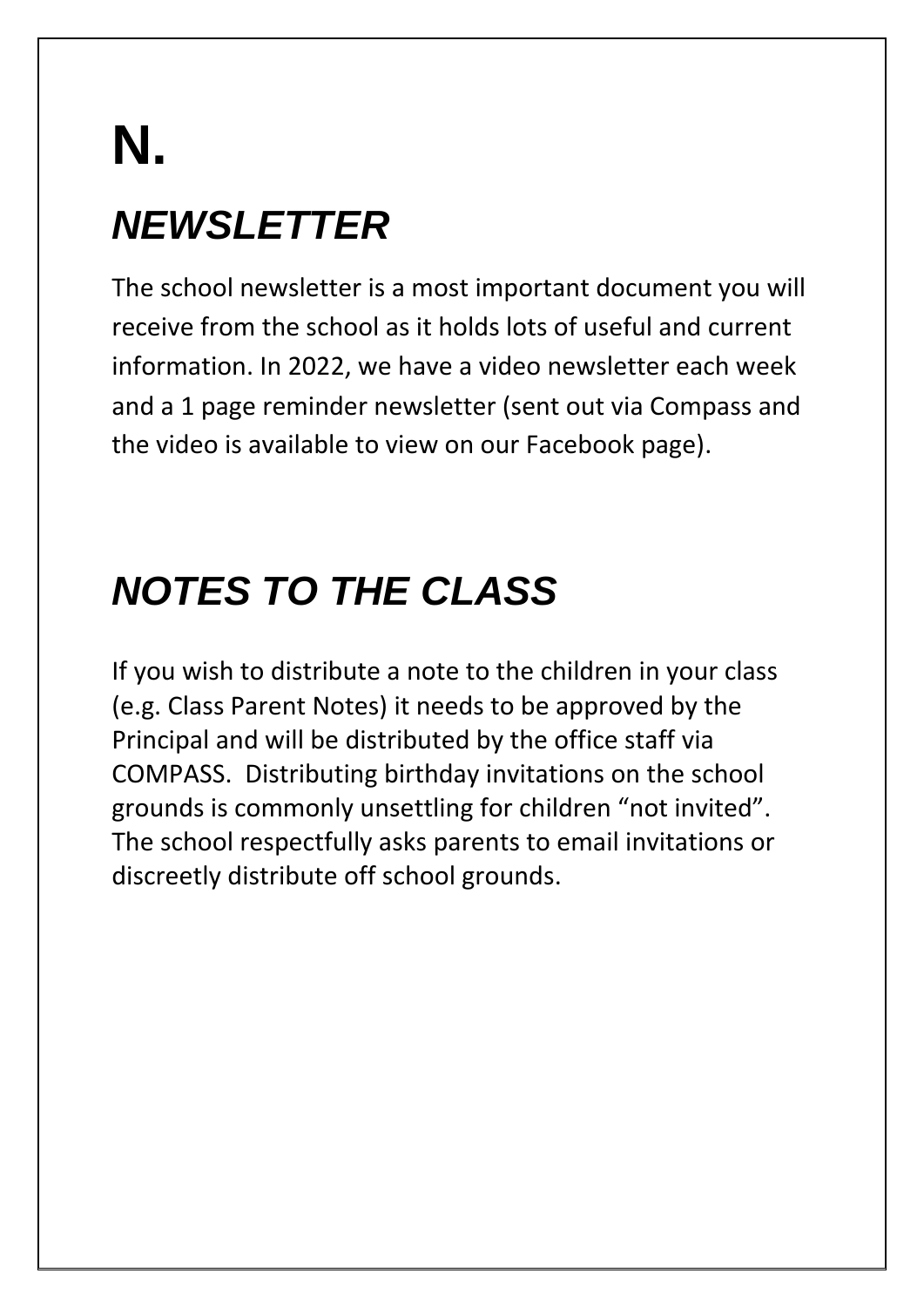# N.

## *NEWSLETTER*

The school newsletter is a most important document you will receive from the school as it holds lots of useful and current information. In 2022, we have a video newsletter each week and a 1 page reminder newsletter (sent out via Compass and the video is available to view on our Facebook page).

## *NOTES TO THE CLASS*

If you wish to distribute a note to the children in your class (e.g. Class Parent Notes) it needs to be approved by the Principal and will be distributed by the office staff via COMPASS. Distributing birthday invitations on the school grounds is commonly unsettling for children "not invited". The school respectfully asks parents to email invitations or discreetly distribute off school grounds.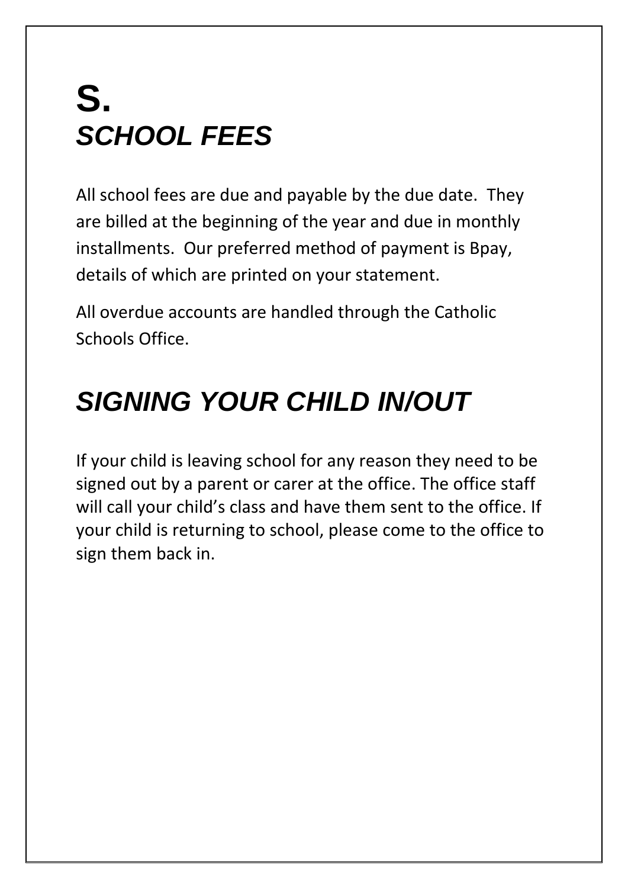# S.

## *SCHOOL FEES*

All school fees are due and payable by the due date. They are billed at the beginning of the year and due in monthly installments. Our preferred method of payment is Bpay, details of which are printed on your statement.

All overdue accounts are handled through the Catholic Schools Office.

## *SIGNING YOUR CHILD IN/OUT*

If your child is leaving school for any reason they need to be signed out by a parent or carer at the office. The office staff will call your child's class and have them sent to the office. If your child is returning to school, please come to the office to sign them back in.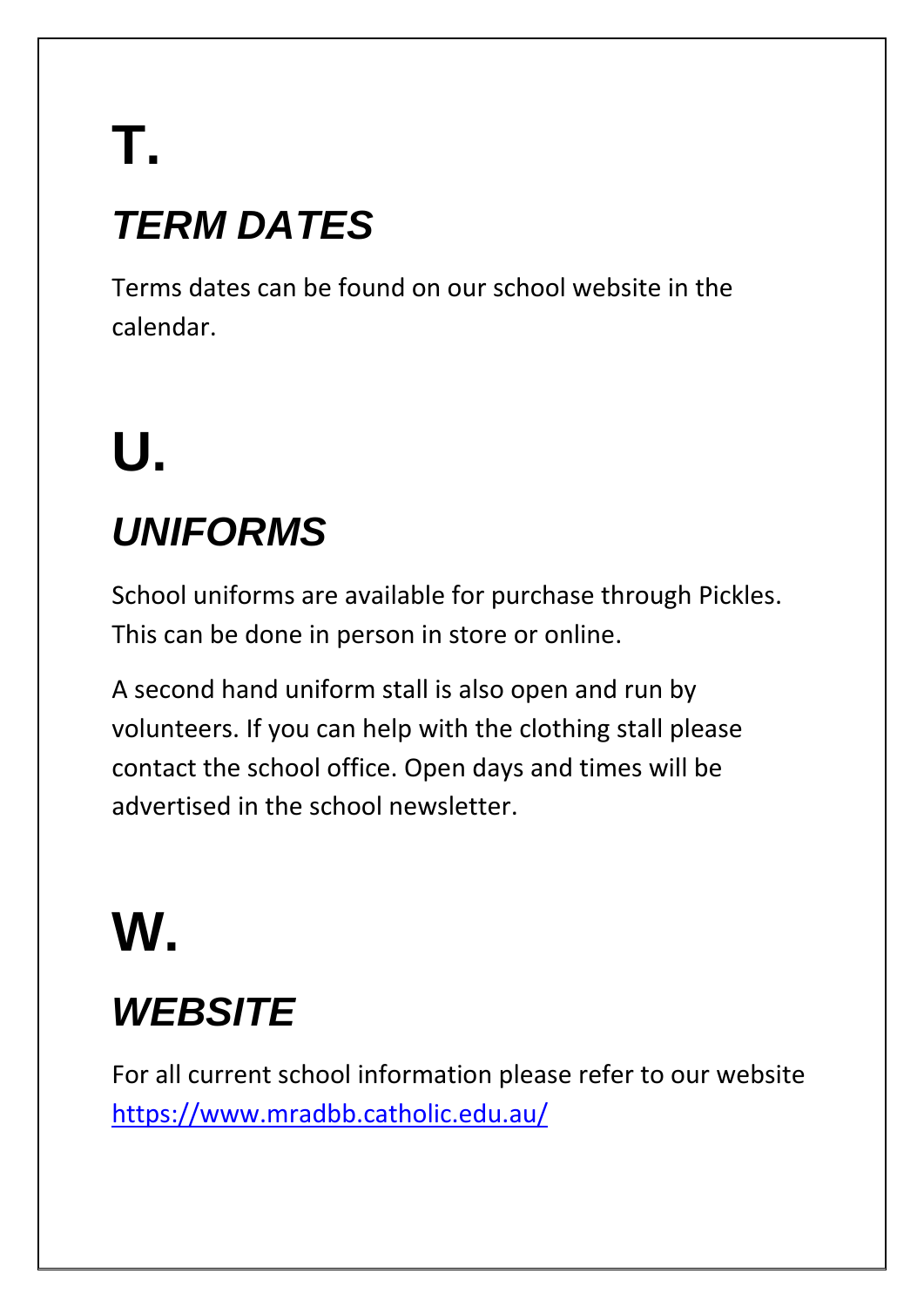# T.

## *TERM DATES*

Terms dates can be found on our school website in the calendar.

# U.

## *UNIFORMS*

School uniforms are available for purchase through Pickles. This can be done in person in store or online.

A second hand uniform stall is also open and run by volunteers. If you can help with the clothing stall please contact the school office. Open days and times will be advertised in the school newsletter.

# W.

## *WEBSITE*

For all current school information please refer to our website [https://www.mradbb.catholic.edu.au/](https://www.mradbb.catholic.edu.au/)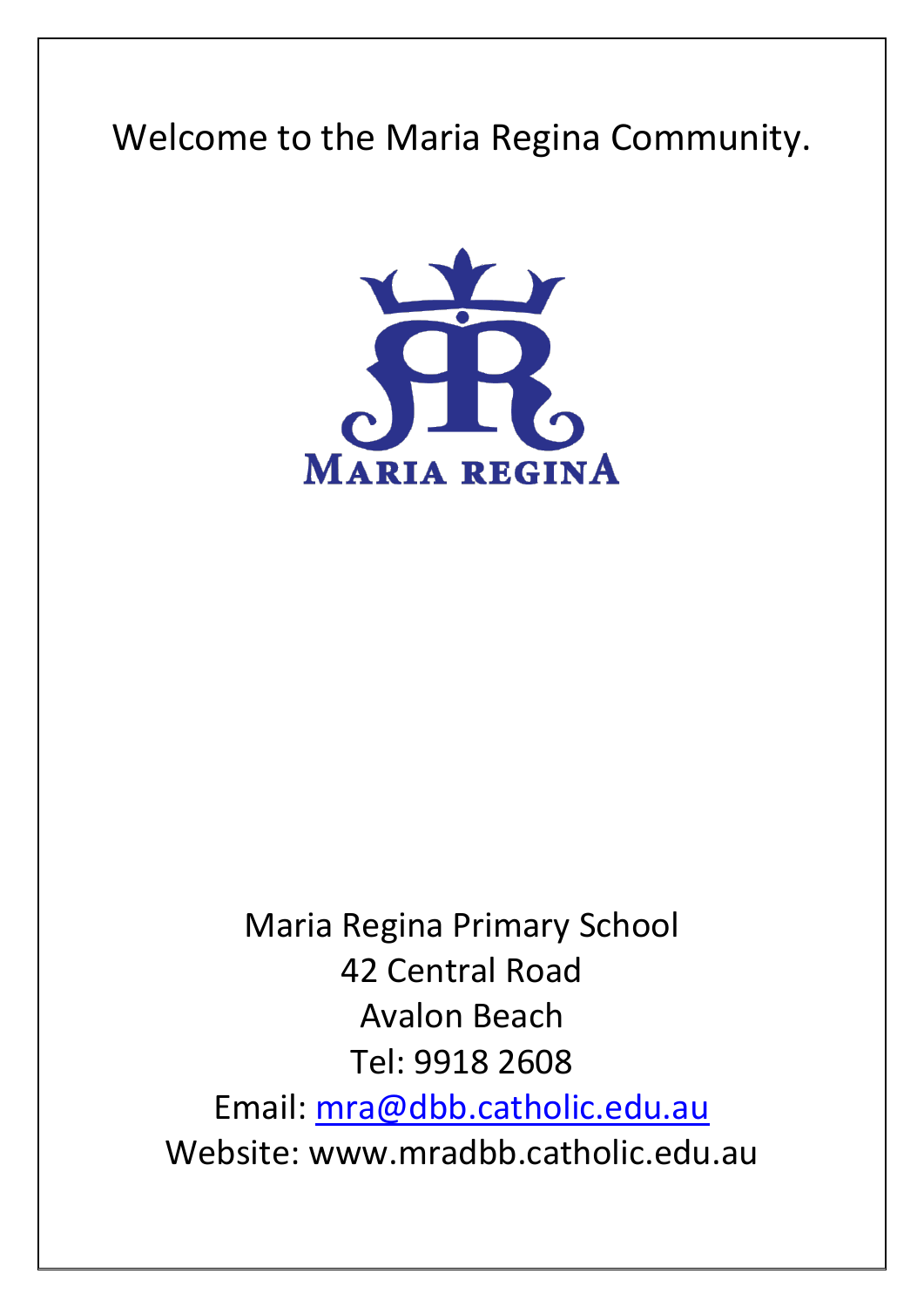# Welcome to the Maria Regina Community.

MARIA REGINA

Maria Regina Primary School
42 Central Road
Avalon Beach
Tel: 9918 2608
Email: mra@dbb.catholic.edu.au
Website: www.mradbb.catholic.edu.au